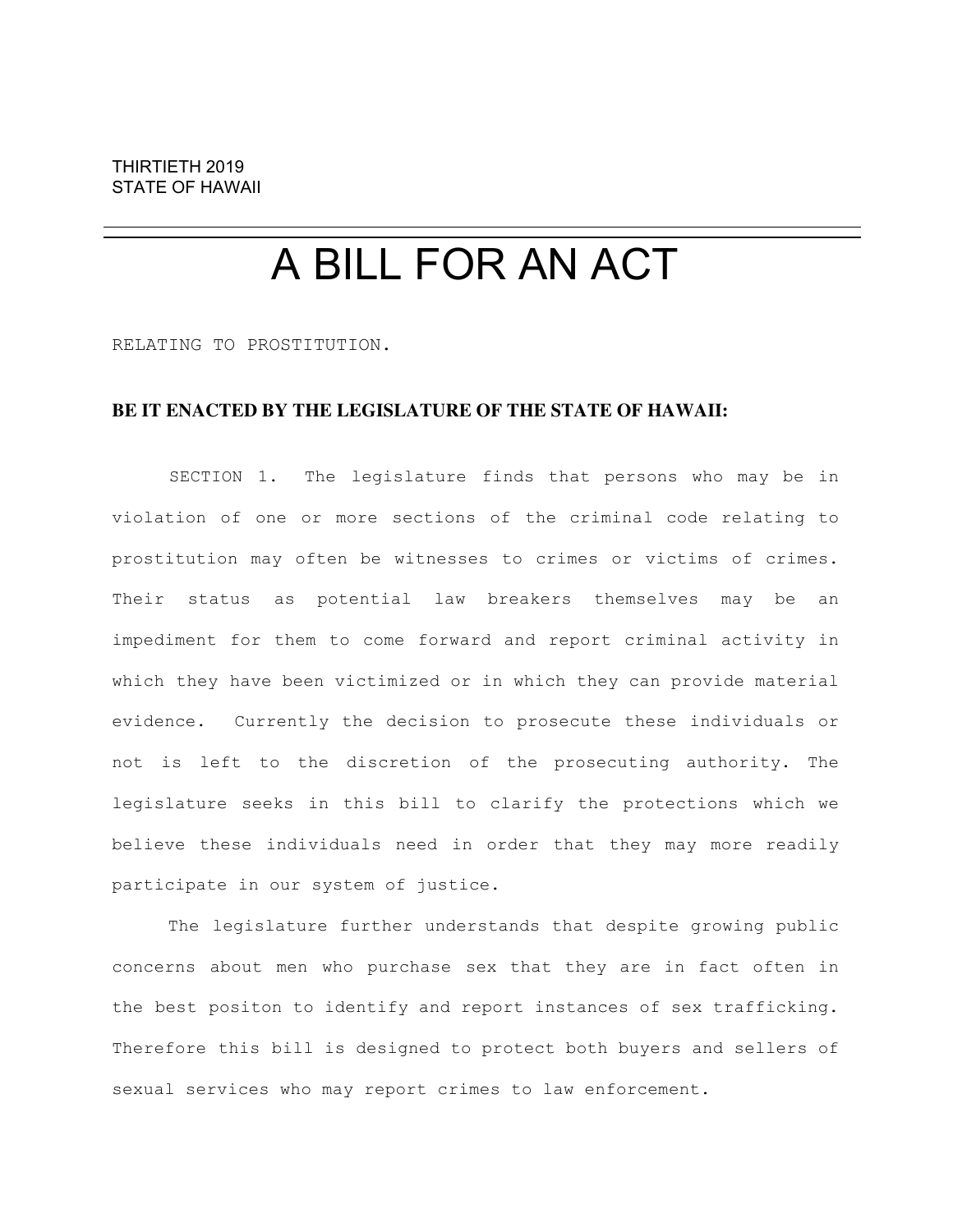THIRTIETH 2019
STATE OF HAWAII

# A BILL FOR AN ACT

RELATING TO PROSTITUTION.

**BE IT ENACTED BY THE LEGISLATURE OF THE STATE OF HAWAII:**

SECTION 1. The legislature finds that persons who may be in violation of one or more sections of the criminal code relating to prostitution may often be witnesses to crimes or victims of crimes. Their status as potential law breakers themselves may be an impediment for them to come forward and report criminal activity in which they have been victimized or in which they can provide material evidence. Currently the decision to prosecute these individuals or not is left to the discretion of the prosecuting authority. The legislature seeks in this bill to clarify the protections which we believe these individuals need in order that they may more readily participate in our system of justice.

The legislature further understands that despite growing public concerns about men who purchase sex that they are in fact often in the best positon to identify and report instances of sex trafficking. Therefore this bill is designed to protect both buyers and sellers of sexual services who may report crimes to law enforcement.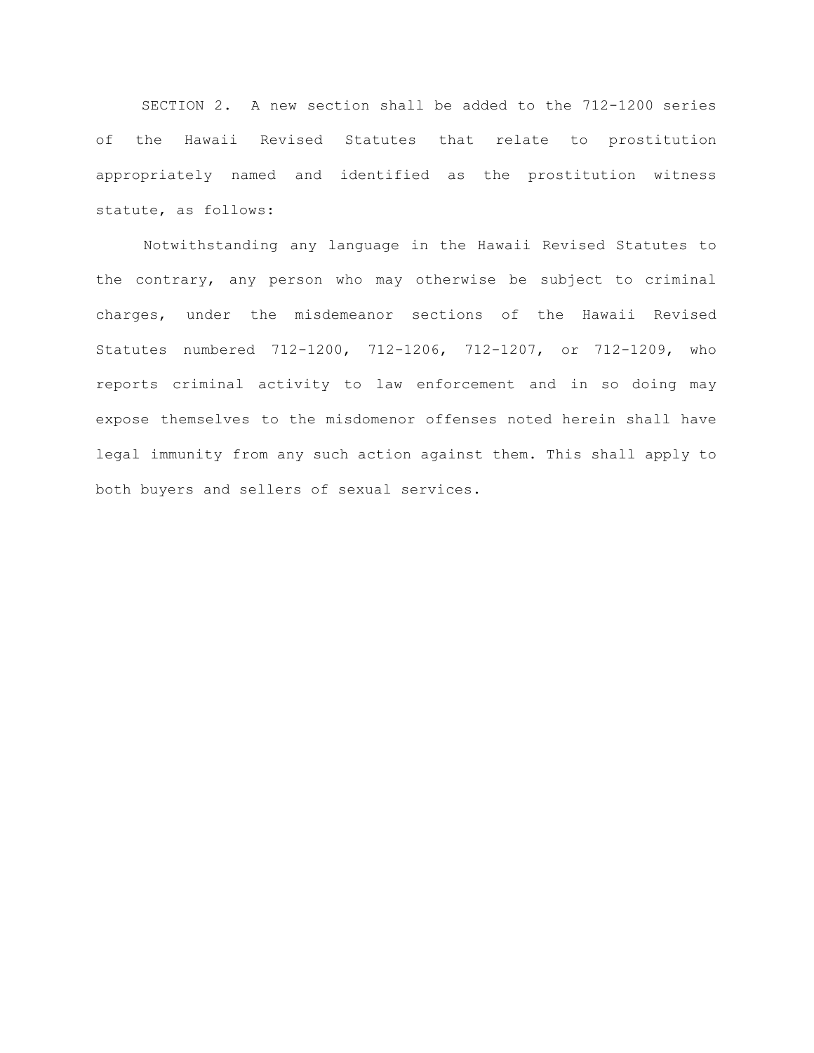SECTION 2. A new section shall be added to the 712-1200 series of the Hawaii Revised Statutes that relate to prostitution appropriately named and identified as the prostitution witness statute, as follows:

Notwithstanding any language in the Hawaii Revised Statutes to the contrary, any person who may otherwise be subject to criminal charges, under the misdemeanor sections of the Hawaii Revised Statutes numbered 712-1200, 712-1206, 712-1207, or 712-1209, who reports criminal activity to law enforcement and in so doing may expose themselves to the misdomenor offenses noted herein shall have legal immunity from any such action against them. This shall apply to both buyers and sellers of sexual services.